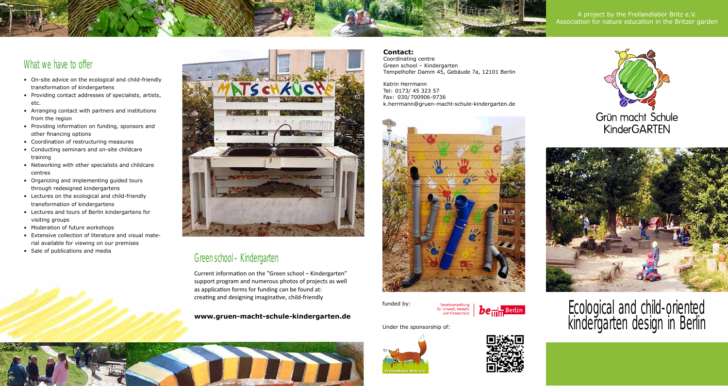A project by the Freilandlabor Britz e.V.
Association for nature education in the Britzer garden

## What we have to offer

- On-site advice on the ecological and child-friendly transformation of kindergartens
- Providing contact addresses of specialists, artists, etc.
- Arranging contact with partners and institutions from the region
- Providing information on funding, sponsors and other financing options
- Coordination of restructuring measures
- Conducting seminars and on-site childcare training
- Networking with other specialists and childcare centres
- Organizing and implementing guided tours through redesigned kindergartens
- Lectures on the ecological and child-friendly transformation of kindergartens
- Lectures and tours of Berlin kindergartens for visiting groups
- Moderation of future workshops
- Extensive collection of literature and visual material available for viewing on our premises
- Sale of publications and media

## Green school – Kindergarten

Current information on the "Green school – Kindergarten" support program and numerous photos of projects as well as application forms for funding can be found at: creating and designing imaginative, child-friendly

**www.gruen-macht-schule-kindergarten.de**

**Contact:**
Coordinating centre
Green school – Kindergarten
Tempelhofer Damm 45, Gebäude 7a, 12101 Berlin

Katrin Herrmann
Tel: 0173/ 45 323 57
Fax: 030/700906-9736
k.herrmann@gruen-macht-schule-kindergarten.de

funded by: Senatsverwaltung für Umwelt, Verkehr und Klimaschutz | be Berlin

Under the sponsorship of: Freilandlabor Britz e.V.

Grün macht Schule
KinderGARTEN

# Ecological and child-oriented kindergarten design in Berlin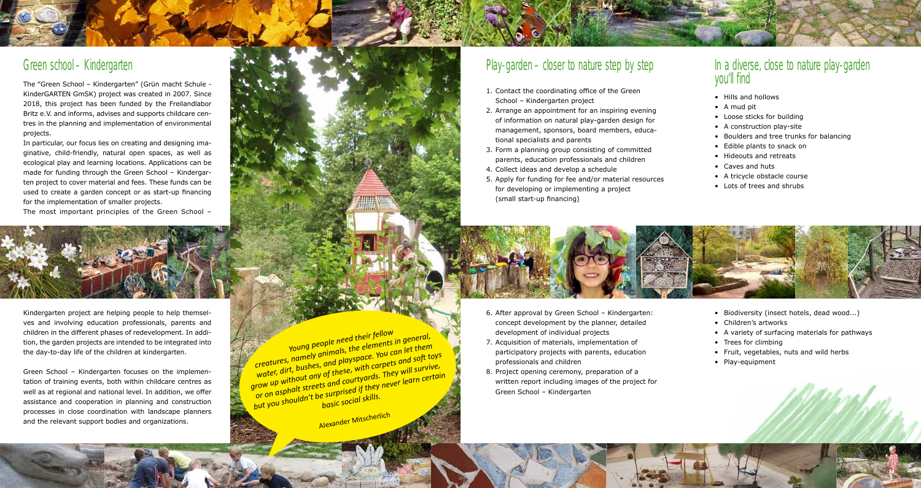## Green school – Kindergarten

The "Green School – Kindergarten" (Grün macht Schule - KinderGARTEN GmSK) project was created in 2007. Since 2018, this project has been funded by the Freilandlabor Britz e.V. and informs, advises and supports childcare centres in the planning and implementation of environmental projects.

In particular, our focus lies on creating and designing imaginative, child-friendly, natural open spaces, as well as ecological play and learning locations. Applications can be made for funding through the Green School – Kindergarten project to cover material and fees. These funds can be used to create a garden concept or as start-up financing for the implementation of smaller projects.

The most important principles of the Green School – Kindergarten project are helping people to help themselves and involving education professionals, parents and children in the different phases of redevelopment. In addition, the garden projects are intended to be integrated into the day-to-day life of the children at kindergarten.

Green School – Kindergarten focuses on the implementation of training events, both within childcare centres as well as at regional and national level. In addition, we offer assistance and cooperation in planning and construction processes in close coordination with landscape planners and the relevant support bodies and organizations.

*Young people need their fellow creatures, namely animals, the elements in general, water, dirt, bushes, and playspace. You can let them grow up without any of these, with carpets and soft toys or on asphalt streets and courtyards. They will survive, but you shouldn't be surprised if they never learn certain basic social skills.*

*Alexander Mitscherlich*

## Play-garden – closer to nature step by step

1. Contact the coordinating office of the Green School – Kindergarten project
2. Arrange an appointment for an inspiring evening of information on natural play-garden design for management, sponsors, board members, educational specialists and parents
3. Form a planning group consisting of committed parents, education professionals and children
4. Collect ideas and develop a schedule
5. Apply for funding for fee and/or material resources for developing or implementing a project (small start-up financing)
6. After approval by Green School – Kindergarten: concept development by the planner, detailed development of individual projects
7. Acquisition of materials, implementation of participatory projects with parents, education professionals and children
8. Project opening ceremony, preparation of a written report including images of the project for Green School – Kindergarten

## In a diverse, close to nature play-garden you'll find

- Hills and hollows
- A mud pit
- Loose sticks for building
- A construction play-site
- Boulders and tree trunks for balancing
- Edible plants to snack on
- Hideouts and retreats
- Caves and huts
- A tricycle obstacle course
- Lots of trees and shrubs
- Biodiversity (insect hotels, dead wood...)
- Children's artworks
- A variety of surfacing materials for pathways
- Trees for climbing
- Fruit, vegetables, nuts and wild herbs
- Play-equipment